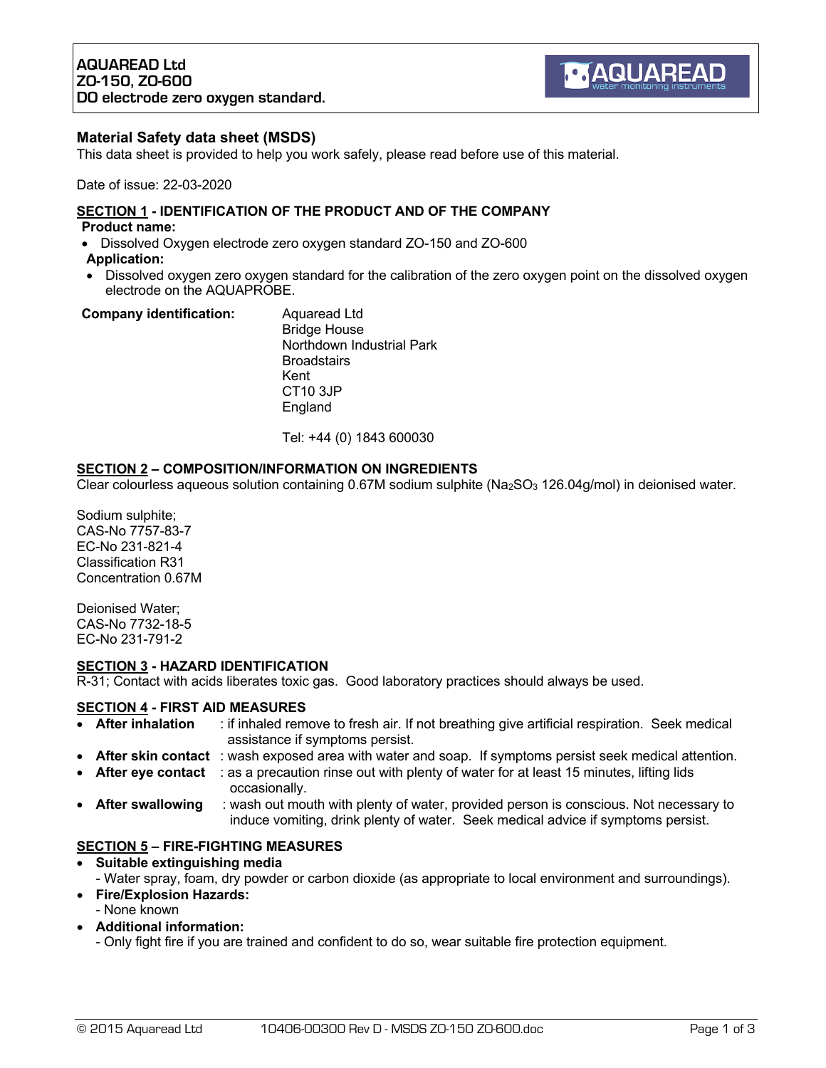**AQUAREAD Ltd**
**ZO-150, ZO-600**
**DO electrode zero oxygen standard.**

## Material Safety data sheet (MSDS)

This data sheet is provided to help you work safely, please read before use of this material.

Date of issue: 22-03-2020

### SECTION 1 - IDENTIFICATION OF THE PRODUCT AND OF THE COMPANY

**Product name:**

- Dissolved Oxygen electrode zero oxygen standard ZO-150 and ZO-600

**Application:**

- Dissolved oxygen zero oxygen standard for the calibration of the zero oxygen point on the dissolved oxygen electrode on the AQUAPROBE.

**Company identification:**

Aquaread Ltd
Bridge House
Northdown Industrial Park
Broadstairs
Kent
CT10 3JP
England

Tel: +44 (0) 1843 600030

### SECTION 2 – COMPOSITION/INFORMATION ON INGREDIENTS

Clear colourless aqueous solution containing 0.67M sodium sulphite ($Na_2SO_3$ 126.04g/mol) in deionised water.

Sodium sulphite;
CAS-No 7757-83-7
EC-No 231-821-4
Classification R31
Concentration 0.67M

Deionised Water;
CAS-No 7732-18-5
EC-No 231-791-2

### SECTION 3 - HAZARD IDENTIFICATION

R-31; Contact with acids liberates toxic gas. Good laboratory practices should always be used.

### SECTION 4 - FIRST AID MEASURES

- **After inhalation** : if inhaled remove to fresh air. If not breathing give artificial respiration. Seek medical assistance if symptoms persist.
- **After skin contact** : wash exposed area with water and soap. If symptoms persist seek medical attention.
- **After eye contact** : as a precaution rinse out with plenty of water for at least 15 minutes, lifting lids occasionally.
- **After swallowing** : wash out mouth with plenty of water, provided person is conscious. Not necessary to induce vomiting, drink plenty of water. Seek medical advice if symptoms persist.

### SECTION 5 – FIRE-FIGHTING MEASURES

- **Suitable extinguishing media**
  - Water spray, foam, dry powder or carbon dioxide (as appropriate to local environment and surroundings).
- **Fire/Explosion Hazards:**
  - None known
- **Additional information:**
  - Only fight fire if you are trained and confident to do so, wear suitable fire protection equipment.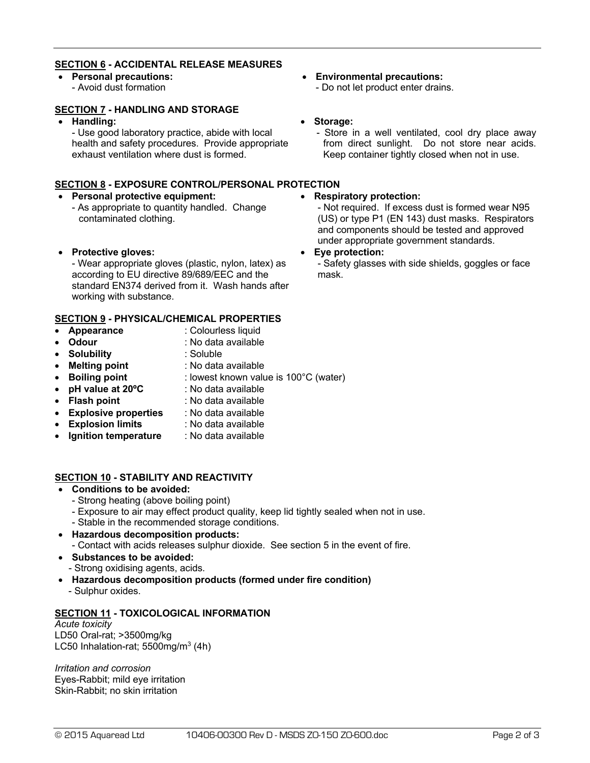## SECTION 6 - ACCIDENTAL RELEASE MEASURES

- **Personal precautions:**
  - Avoid dust formation
- **Environmental precautions:**
  - Do not let product enter drains.

## SECTION 7 - HANDLING AND STORAGE

- **Handling:**
  - Use good laboratory practice, abide with local health and safety procedures. Provide appropriate exhaust ventilation where dust is formed.
- **Storage:**
  - Store in a well ventilated, cool dry place away from direct sunlight. Do not store near acids. Keep container tightly closed when not in use.

## SECTION 8 - EXPOSURE CONTROL/PERSONAL PROTECTION

- **Personal protective equipment:**
  - As appropriate to quantity handled. Change contaminated clothing.
- **Respiratory protection:**
  - Not required. If excess dust is formed wear N95 (US) or type P1 (EN 143) dust masks. Respirators and components should be tested and approved under appropriate government standards.
- **Protective gloves:**
  - Wear appropriate gloves (plastic, nylon, latex) as according to EU directive 89/689/EEC and the standard EN374 derived from it. Wash hands after working with substance.
- **Eye protection:**
  - Safety glasses with side shields, goggles or face mask.

## SECTION 9 - PHYSICAL/CHEMICAL PROPERTIES

- **Appearance** : Colourless liquid
- **Odour** : No data available
- **Solubility** : Soluble
- **Melting point** : No data available
- **Boiling point** : lowest known value is 100°C (water)
- **pH value at 20ºC** : No data available
- **Flash point** : No data available
- **Explosive properties** : No data available
- **Explosion limits** : No data available
- **Ignition temperature** : No data available

## SECTION 10 - STABILITY AND REACTIVITY

- **Conditions to be avoided:**
  - Strong heating (above boiling point)
  - Exposure to air may effect product quality, keep lid tightly sealed when not in use.
  - Stable in the recommended storage conditions.
- **Hazardous decomposition products:**
  - Contact with acids releases sulphur dioxide. See section 5 in the event of fire.
- **Substances to be avoided:**
  - Strong oxidising agents, acids.
- **Hazardous decomposition products (formed under fire condition)**
  - Sulphur oxides.

## SECTION 11 - TOXICOLOGICAL INFORMATION

*Acute toxicity*
LD50 Oral-rat; >3500mg/kg
LC50 Inhalation-rat; 5500mg/m$^3$ (4h)

*Irritation and corrosion*
Eyes-Rabbit; mild eye irritation
Skin-Rabbit; no skin irritation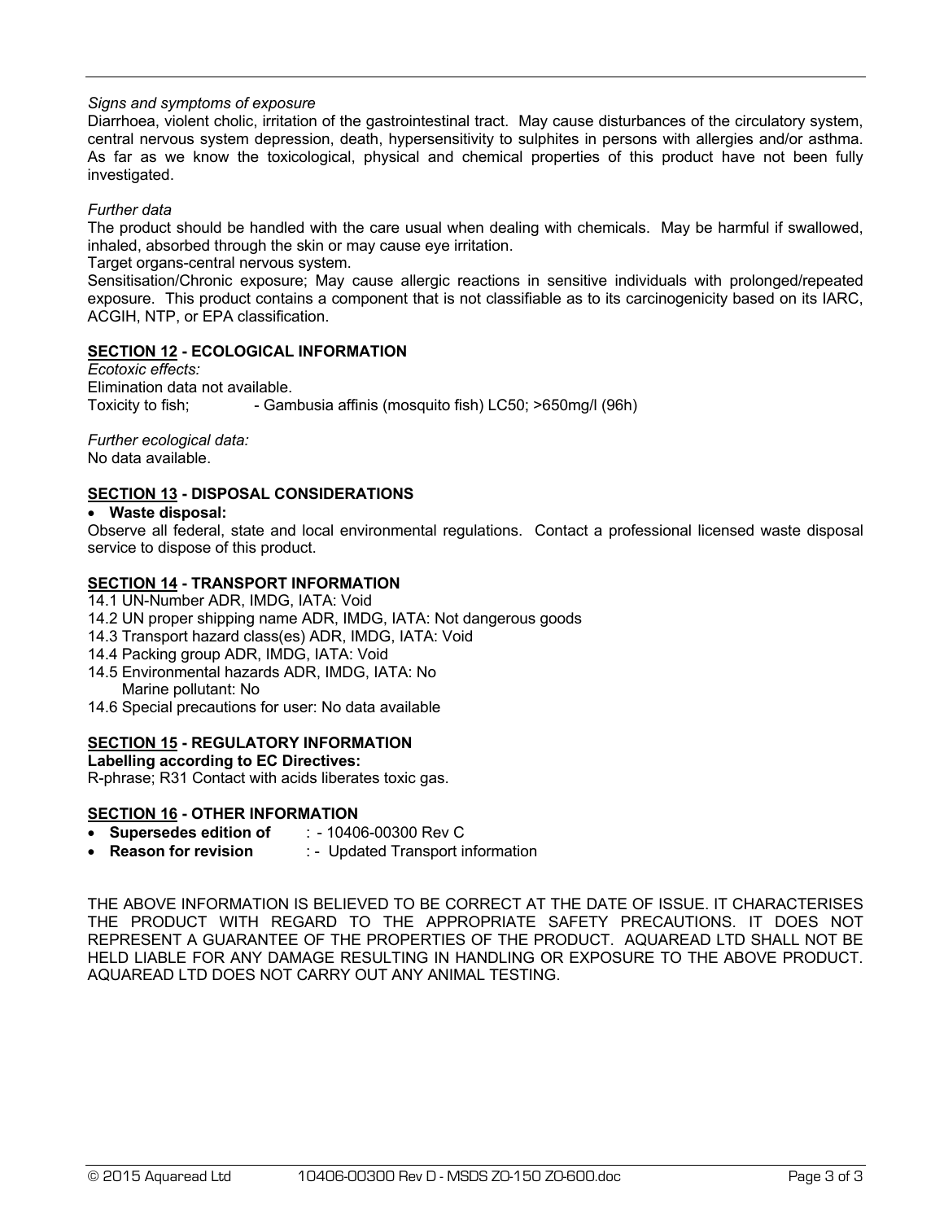*Signs and symptoms of exposure*

Diarrhoea, violent cholic, irritation of the gastrointestinal tract. May cause disturbances of the circulatory system, central nervous system depression, death, hypersensitivity to sulphites in persons with allergies and/or asthma. As far as we know the toxicological, physical and chemical properties of this product have not been fully investigated.

*Further data*

The product should be handled with the care usual when dealing with chemicals. May be harmful if swallowed, inhaled, absorbed through the skin or may cause eye irritation.

Target organs-central nervous system.

Sensitisation/Chronic exposure; May cause allergic reactions in sensitive individuals with prolonged/repeated exposure. This product contains a component that is not classifiable as to its carcinogenicity based on its IARC, ACGIH, NTP, or EPA classification.

## **SECTION 12 - ECOLOGICAL INFORMATION**

*Ecotoxic effects:*

Elimination data not available.

Toxicity to fish; - Gambusia affinis (mosquito fish) LC50; >650mg/l (96h)

*Further ecological data:*

No data available.

## **SECTION 13 - DISPOSAL CONSIDERATIONS**

- **Waste disposal:**

Observe all federal, state and local environmental regulations. Contact a professional licensed waste disposal service to dispose of this product.

## **SECTION 14 - TRANSPORT INFORMATION**

14.1 UN-Number ADR, IMDG, IATA: Void

14.2 UN proper shipping name ADR, IMDG, IATA: Not dangerous goods

14.3 Transport hazard class(es) ADR, IMDG, IATA: Void

14.4 Packing group ADR, IMDG, IATA: Void

14.5 Environmental hazards ADR, IMDG, IATA: No
Marine pollutant: No

14.6 Special precautions for user: No data available

## **SECTION 15 - REGULATORY INFORMATION**

**Labelling according to EC Directives:**

R-phrase; R31 Contact with acids liberates toxic gas.

## **SECTION 16 - OTHER INFORMATION**

- **Supersedes edition of** : - 10406-00300 Rev C
- **Reason for revision** : - Updated Transport information

THE ABOVE INFORMATION IS BELIEVED TO BE CORRECT AT THE DATE OF ISSUE. IT CHARACTERISES THE PRODUCT WITH REGARD TO THE APPROPRIATE SAFETY PRECAUTIONS. IT DOES NOT REPRESENT A GUARANTEE OF THE PROPERTIES OF THE PRODUCT. AQUAREAD LTD SHALL NOT BE HELD LIABLE FOR ANY DAMAGE RESULTING IN HANDLING OR EXPOSURE TO THE ABOVE PRODUCT. AQUAREAD LTD DOES NOT CARRY OUT ANY ANIMAL TESTING.